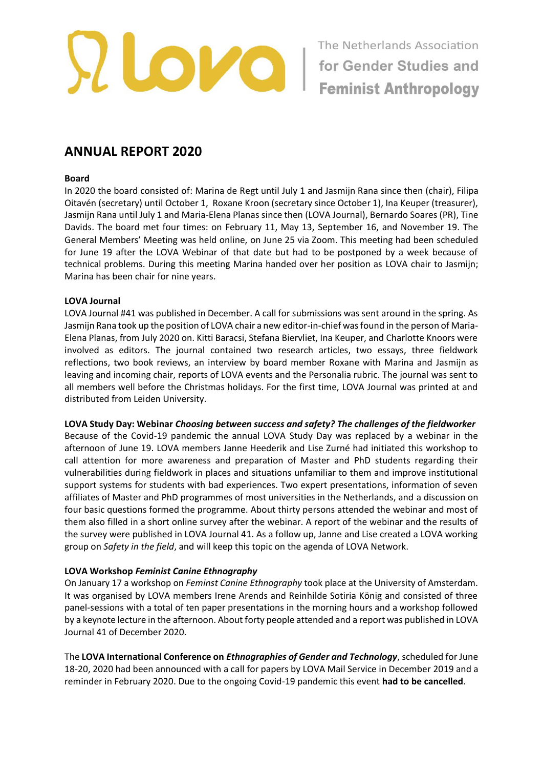# ANNUAL REPORT 2020

### Board

In 2020 the board consisted of: Marina de Regt until July 1 and Jasmijn Rana since then (chair), Filipa Oitavén (secretary) until October 1, Roxane Kroon (secretary since October 1), Ina Keuper (treasurer), Jasmijn Rana until July 1 and Maria-Elena Planas since then (LOVA Journal), Bernardo Soares (PR), Tine Davids. The board met four times: on February 11, May 13, September 16, and November 19. The General Members' Meeting was held online, on June 25 via Zoom. This meeting had been scheduled for June 19 after the LOVA Webinar of that date but had to be postponed by a week because of technical problems. During this meeting Marina handed over her position as LOVA chair to Jasmijn; Marina has been chair for nine years.

### LOVA Journal

LOVA Journal #41 was published in December. A call for submissions was sent around in the spring. As Jasmijn Rana took up the position of LOVA chair a new editor-in-chief was found in the person of Maria-Elena Planas, from July 2020 on. Kitti Baracsi, Stefana Biervliet, Ina Keuper, and Charlotte Knoors were involved as editors. The journal contained two research articles, two essays, three fieldwork reflections, two book reviews, an interview by board member Roxane with Marina and Jasmijn as leaving and incoming chair, reports of LOVA events and the Personalia rubric. The journal was sent to all members well before the Christmas holidays. For the first time, LOVA Journal was printed at and distributed from Leiden University.

### LOVA Study Day: Webinar *Choosing between success and safety? The challenges of the fieldworker*

Because of the Covid-19 pandemic the annual LOVA Study Day was replaced by a webinar in the afternoon of June 19. LOVA members Janne Heederik and Lise Zurné had initiated this workshop to call attention for more awareness and preparation of Master and PhD students regarding their vulnerabilities during fieldwork in places and situations unfamiliar to them and improve institutional support systems for students with bad experiences. Two expert presentations, information of seven affiliates of Master and PhD programmes of most universities in the Netherlands, and a discussion on four basic questions formed the programme. About thirty persons attended the webinar and most of them also filled in a short online survey after the webinar. A report of the webinar and the results of the survey were published in LOVA Journal 41. As a follow up, Janne and Lise created a LOVA working group on *Safety in the field*, and will keep this topic on the agenda of LOVA Network.

### LOVA Workshop *Feminist Canine Ethnography*

On January 17 a workshop on *Feminst Canine Ethnography* took place at the University of Amsterdam. It was organised by LOVA members Irene Arends and Reinhilde Sotiria König and consisted of three panel-sessions with a total of ten paper presentations in the morning hours and a workshop followed by a keynote lecture in the afternoon. About forty people attended and a report was published in LOVA Journal 41 of December 2020.

The **LOVA International Conference on *Ethnographies of Gender and Technology***, scheduled for June 18-20, 2020 had been announced with a call for papers by LOVA Mail Service in December 2019 and a reminder in February 2020. Due to the ongoing Covid-19 pandemic this event **had to be cancelled**.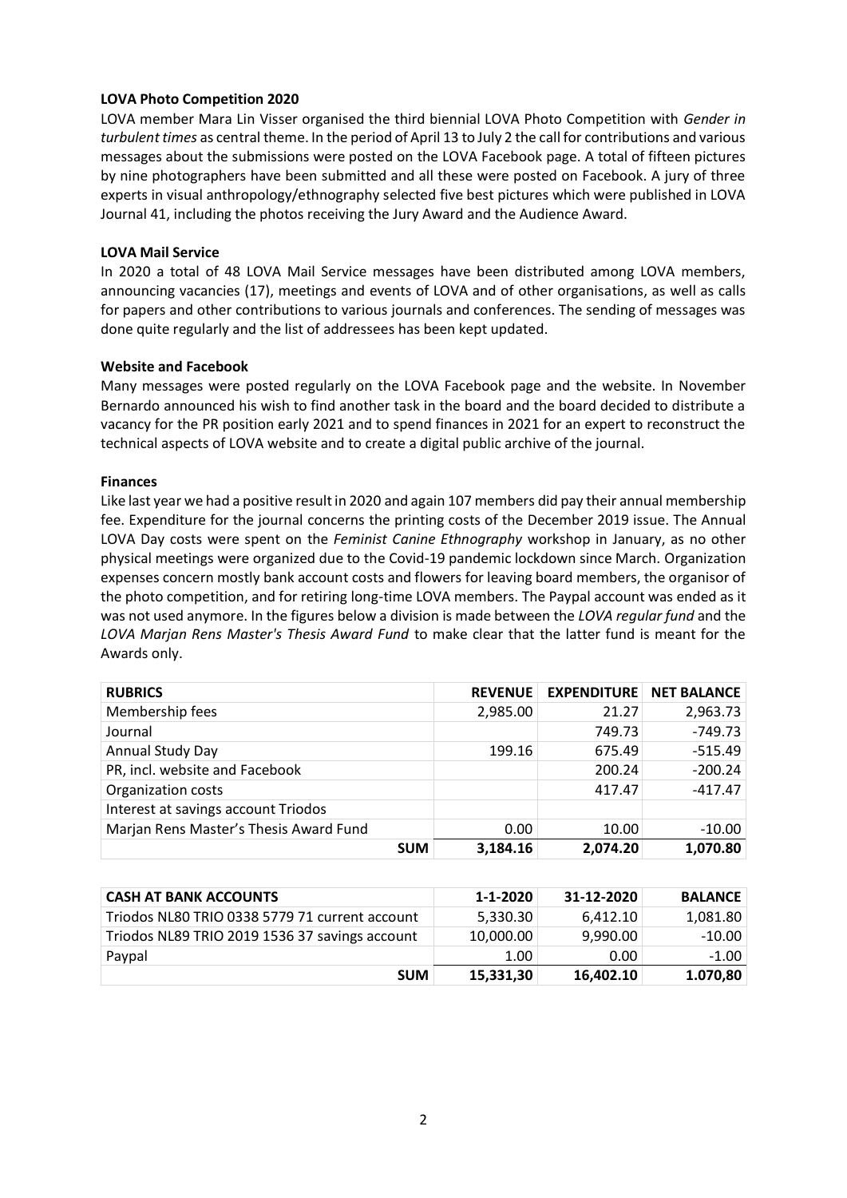**LOVA Photo Competition 2020**

LOVA member Mara Lin Visser organised the third biennial LOVA Photo Competition with *Gender in turbulent times* as central theme. In the period of April 13 to July 2 the call for contributions and various messages about the submissions were posted on the LOVA Facebook page. A total of fifteen pictures by nine photographers have been submitted and all these were posted on Facebook. A jury of three experts in visual anthropology/ethnography selected five best pictures which were published in LOVA Journal 41, including the photos receiving the Jury Award and the Audience Award.

**LOVA Mail Service**

In 2020 a total of 48 LOVA Mail Service messages have been distributed among LOVA members, announcing vacancies (17), meetings and events of LOVA and of other organisations, as well as calls for papers and other contributions to various journals and conferences. The sending of messages was done quite regularly and the list of addressees has been kept updated.

**Website and Facebook**

Many messages were posted regularly on the LOVA Facebook page and the website. In November Bernardo announced his wish to find another task in the board and the board decided to distribute a vacancy for the PR position early 2021 and to spend finances in 2021 for an expert to reconstruct the technical aspects of LOVA website and to create a digital public archive of the journal.

**Finances**

Like last year we had a positive result in 2020 and again 107 members did pay their annual membership fee. Expenditure for the journal concerns the printing costs of the December 2019 issue. The Annual LOVA Day costs were spent on the *Feminist Canine Ethnography* workshop in January, as no other physical meetings were organized due to the Covid-19 pandemic lockdown since March. Organization expenses concern mostly bank account costs and flowers for leaving board members, the organisor of the photo competition, and for retiring long-time LOVA members. The Paypal account was ended as it was not used anymore. In the figures below a division is made between the *LOVA regular fund* and the *LOVA Marjan Rens Master's Thesis Award Fund* to make clear that the latter fund is meant for the Awards only.

| RUBRICS | REVENUE | EXPENDITURE | NET BALANCE |
|---|---|---|---|
| Membership fees | 2,985.00 | 21.27 | 2,963.73 |
| Journal | | 749.73 | -749.73 |
| Annual Study Day | 199.16 | 675.49 | -515.49 |
| PR, incl. website and Facebook | | 200.24 | -200.24 |
| Organization costs | | 417.47 | -417.47 |
| Interest at savings account Triodos | | | |
| Marjan Rens Master's Thesis Award Fund | 0.00 | 10.00 | -10.00 |
| **SUM** | **3,184.16** | **2,074.20** | **1,070.80** |

| CASH AT BANK ACCOUNTS | 1-1-2020 | 31-12-2020 | BALANCE |
|---|---|---|---|
| Triodos NL80 TRIO 0338 5779 71 current account | 5,330.30 | 6,412.10 | 1,081.80 |
| Triodos NL89 TRIO 2019 1536 37 savings account | 10,000.00 | 9,990.00 | -10.00 |
| Paypal | 1.00 | 0.00 | -1.00 |
| **SUM** | **15,331,30** | **16,402.10** | **1.070,80** |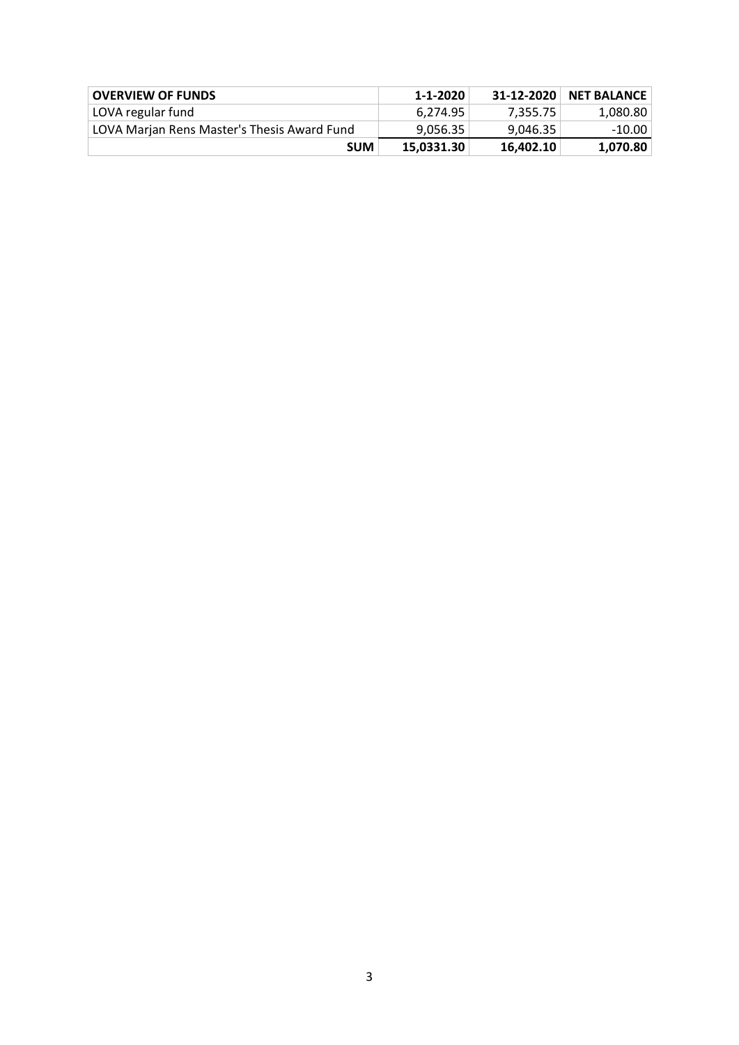| OVERVIEW OF FUNDS | 1-1-2020 | 31-12-2020 | NET BALANCE |
|---|---|---|---|
| LOVA regular fund | 6,274.95 | 7,355.75 | 1,080.80 |
| LOVA Marjan Rens Master's Thesis Award Fund | 9,056.35 | 9,046.35 | -10.00 |
| **SUM** | **15,0331.30** | **16,402.10** | **1,070.80** |